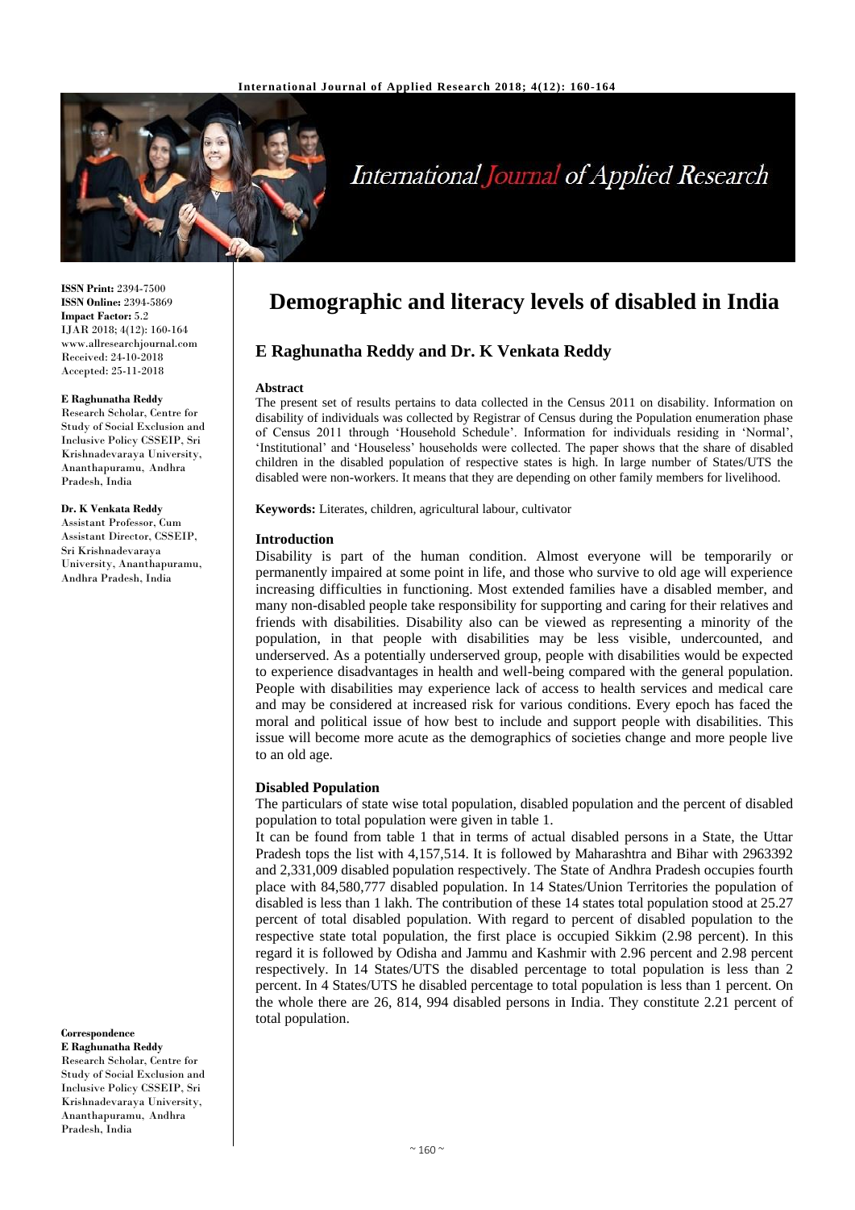ISSN Print: 2394-7500
ISSN Online: 2394-5869
Impact Factor: 5.2
IJAR 2018; 4(12): 160-164
www.allresearchjournal.com
Received: 24-10-2018
Accepted: 25-11-2018

**E Raghunatha Reddy**
Research Scholar, Centre for Study of Social Exclusion and Inclusive Policy CSSEIP, Sri Krishnadevaraya University, Ananthapuramu, Andhra Pradesh, India

**Dr. K Venkata Reddy**
Assistant Professor, Cum Assistant Director, CSSEIP, Sri Krishnadevaraya University, Ananthapuramu, Andhra Pradesh, India

**Correspondence**
**E Raghunatha Reddy**
Research Scholar, Centre for Study of Social Exclusion and Inclusive Policy CSSEIP, Sri Krishnadevaraya University, Ananthapuramu, Andhra Pradesh, India

# Demographic and literacy levels of disabled in India

## E Raghunatha Reddy and Dr. K Venkata Reddy

### Abstract

The present set of results pertains to data collected in the Census 2011 on disability. Information on disability of individuals was collected by Registrar of Census during the Population enumeration phase of Census 2011 through 'Household Schedule'. Information for individuals residing in 'Normal', 'Institutional' and 'Houseless' households were collected. The paper shows that the share of disabled children in the disabled population of respective states is high. In large number of States/UTS the disabled were non-workers. It means that they are depending on other family members for livelihood.

**Keywords:** Literates, children, agricultural labour, cultivator

### Introduction

Disability is part of the human condition. Almost everyone will be temporarily or permanently impaired at some point in life, and those who survive to old age will experience increasing difficulties in functioning. Most extended families have a disabled member, and many non-disabled people take responsibility for supporting and caring for their relatives and friends with disabilities. Disability also can be viewed as representing a minority of the population, in that people with disabilities may be less visible, undercounted, and underserved. As a potentially underserved group, people with disabilities would be expected to experience disadvantages in health and well-being compared with the general population. People with disabilities may experience lack of access to health services and medical care and may be considered at increased risk for various conditions. Every epoch has faced the moral and political issue of how best to include and support people with disabilities. This issue will become more acute as the demographics of societies change and more people live to an old age.

### Disabled Population

The particulars of state wise total population, disabled population and the percent of disabled population to total population were given in table 1.

It can be found from table 1 that in terms of actual disabled persons in a State, the Uttar Pradesh tops the list with 4,157,514. It is followed by Maharashtra and Bihar with 2963392 and 2,331,009 disabled population respectively. The State of Andhra Pradesh occupies fourth place with 84,580,777 disabled population. In 14 States/Union Territories the population of disabled is less than 1 lakh. The contribution of these 14 states total population stood at 25.27 percent of total disabled population. With regard to percent of disabled population to the respective state total population, the first place is occupied Sikkim (2.98 percent). In this regard it is followed by Odisha and Jammu and Kashmir with 2.96 percent and 2.98 percent respectively. In 14 States/UTS the disabled percentage to total population is less than 2 percent. In 4 States/UTS he disabled percentage to total population is less than 1 percent. On the whole there are 26, 814, 994 disabled persons in India. They constitute 2.21 percent of total population.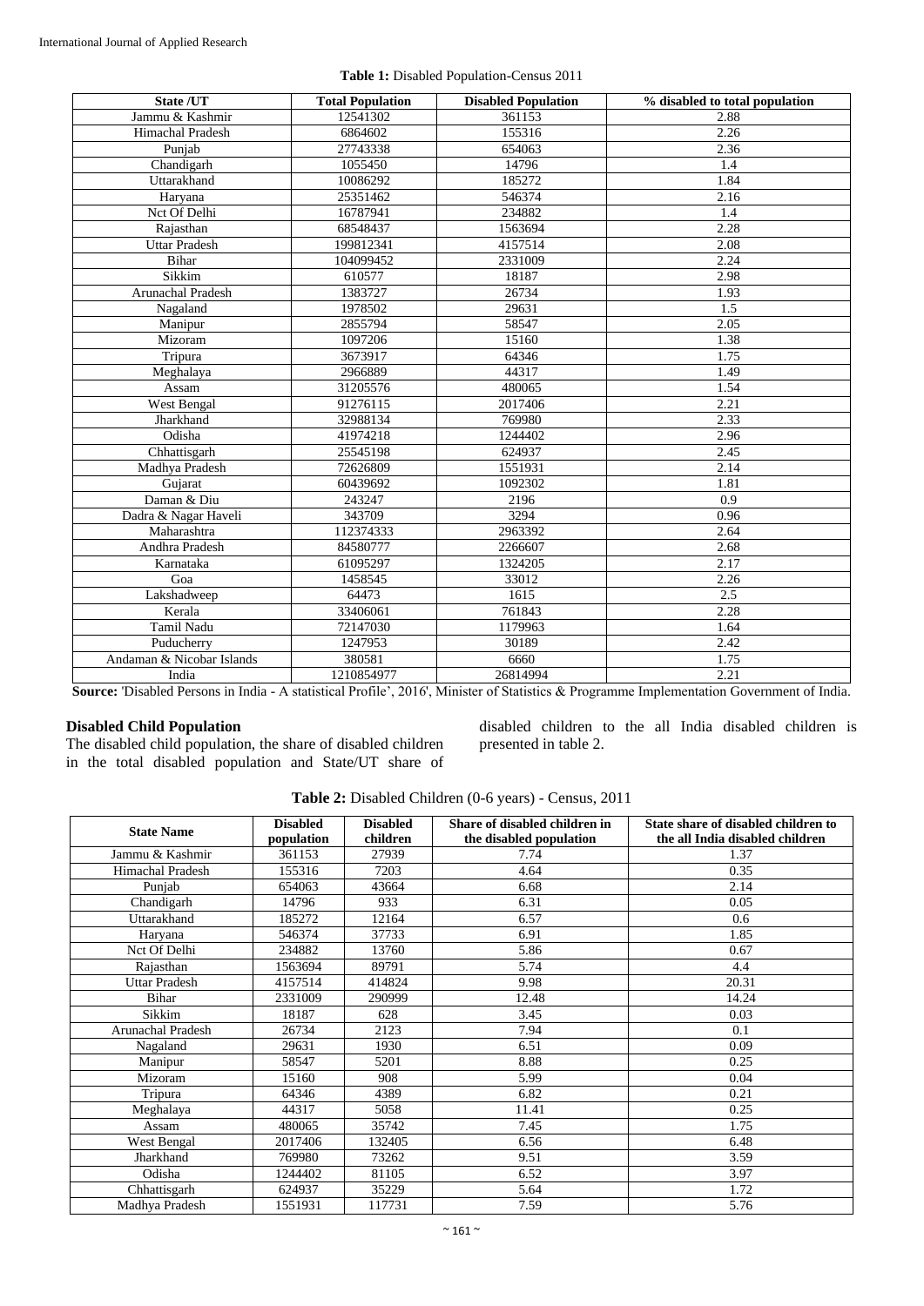**Table 1:** Disabled Population-Census 2011

| State /UT | Total Population | Disabled Population | % disabled to total population |
|---|---|---|---|
| Jammu & Kashmir | 12541302 | 361153 | 2.88 |
| Himachal Pradesh | 6864602 | 155316 | 2.26 |
| Punjab | 27743338 | 654063 | 2.36 |
| Chandigarh | 1055450 | 14796 | 1.4 |
| Uttarakhand | 10086292 | 185272 | 1.84 |
| Haryana | 25351462 | 546374 | 2.16 |
| Nct Of Delhi | 16787941 | 234882 | 1.4 |
| Rajasthan | 68548437 | 1563694 | 2.28 |
| Uttar Pradesh | 199812341 | 4157514 | 2.08 |
| Bihar | 104099452 | 2331009 | 2.24 |
| Sikkim | 610577 | 18187 | 2.98 |
| Arunachal Pradesh | 1383727 | 26734 | 1.93 |
| Nagaland | 1978502 | 29631 | 1.5 |
| Manipur | 2855794 | 58547 | 2.05 |
| Mizoram | 1097206 | 15160 | 1.38 |
| Tripura | 3673917 | 64346 | 1.75 |
| Meghalaya | 2966889 | 44317 | 1.49 |
| Assam | 31205576 | 480065 | 1.54 |
| West Bengal | 91276115 | 2017406 | 2.21 |
| Jharkhand | 32988134 | 769980 | 2.33 |
| Odisha | 41974218 | 1244402 | 2.96 |
| Chhattisgarh | 25545198 | 624937 | 2.45 |
| Madhya Pradesh | 72626809 | 1551931 | 2.14 |
| Gujarat | 60439692 | 1092302 | 1.81 |
| Daman & Diu | 243247 | 2196 | 0.9 |
| Dadra & Nagar Haveli | 343709 | 3294 | 0.96 |
| Maharashtra | 112374333 | 2963392 | 2.64 |
| Andhra Pradesh | 84580777 | 2266607 | 2.68 |
| Karnataka | 61095297 | 1324205 | 2.17 |
| Goa | 1458545 | 33012 | 2.26 |
| Lakshadweep | 64473 | 1615 | 2.5 |
| Kerala | 33406061 | 761843 | 2.28 |
| Tamil Nadu | 72147030 | 1179963 | 1.64 |
| Puducherry | 1247953 | 30189 | 2.42 |
| Andaman & Nicobar Islands | 380581 | 6660 | 1.75 |
| India | 1210854977 | 26814994 | 2.21 |

**Source:** 'Disabled Persons in India - A statistical Profile', 2016', Minister of Statistics & Programme Implementation Government of India.

### Disabled Child Population

The disabled child population, the share of disabled children in the total disabled population and State/UT share of disabled children to the all India disabled children is presented in table 2.

**Table 2:** Disabled Children (0-6 years) - Census, 2011

| State Name | Disabled population | Disabled children | Share of disabled children in the disabled population | State share of disabled children to the all India disabled children |
|---|---|---|---|---|
| Jammu & Kashmir | 361153 | 27939 | 7.74 | 1.37 |
| Himachal Pradesh | 155316 | 7203 | 4.64 | 0.35 |
| Punjab | 654063 | 43664 | 6.68 | 2.14 |
| Chandigarh | 14796 | 933 | 6.31 | 0.05 |
| Uttarakhand | 185272 | 12164 | 6.57 | 0.6 |
| Haryana | 546374 | 37733 | 6.91 | 1.85 |
| Nct Of Delhi | 234882 | 13760 | 5.86 | 0.67 |
| Rajasthan | 1563694 | 89791 | 5.74 | 4.4 |
| Uttar Pradesh | 4157514 | 414824 | 9.98 | 20.31 |
| Bihar | 2331009 | 290999 | 12.48 | 14.24 |
| Sikkim | 18187 | 628 | 3.45 | 0.03 |
| Arunachal Pradesh | 26734 | 2123 | 7.94 | 0.1 |
| Nagaland | 29631 | 1930 | 6.51 | 0.09 |
| Manipur | 58547 | 5201 | 8.88 | 0.25 |
| Mizoram | 15160 | 908 | 5.99 | 0.04 |
| Tripura | 64346 | 4389 | 6.82 | 0.21 |
| Meghalaya | 44317 | 5058 | 11.41 | 0.25 |
| Assam | 480065 | 35742 | 7.45 | 1.75 |
| West Bengal | 2017406 | 132405 | 6.56 | 6.48 |
| Jharkhand | 769980 | 73262 | 9.51 | 3.59 |
| Odisha | 1244402 | 81105 | 6.52 | 3.97 |
| Chhattisgarh | 624937 | 35229 | 5.64 | 1.72 |
| Madhya Pradesh | 1551931 | 117731 | 7.59 | 5.76 |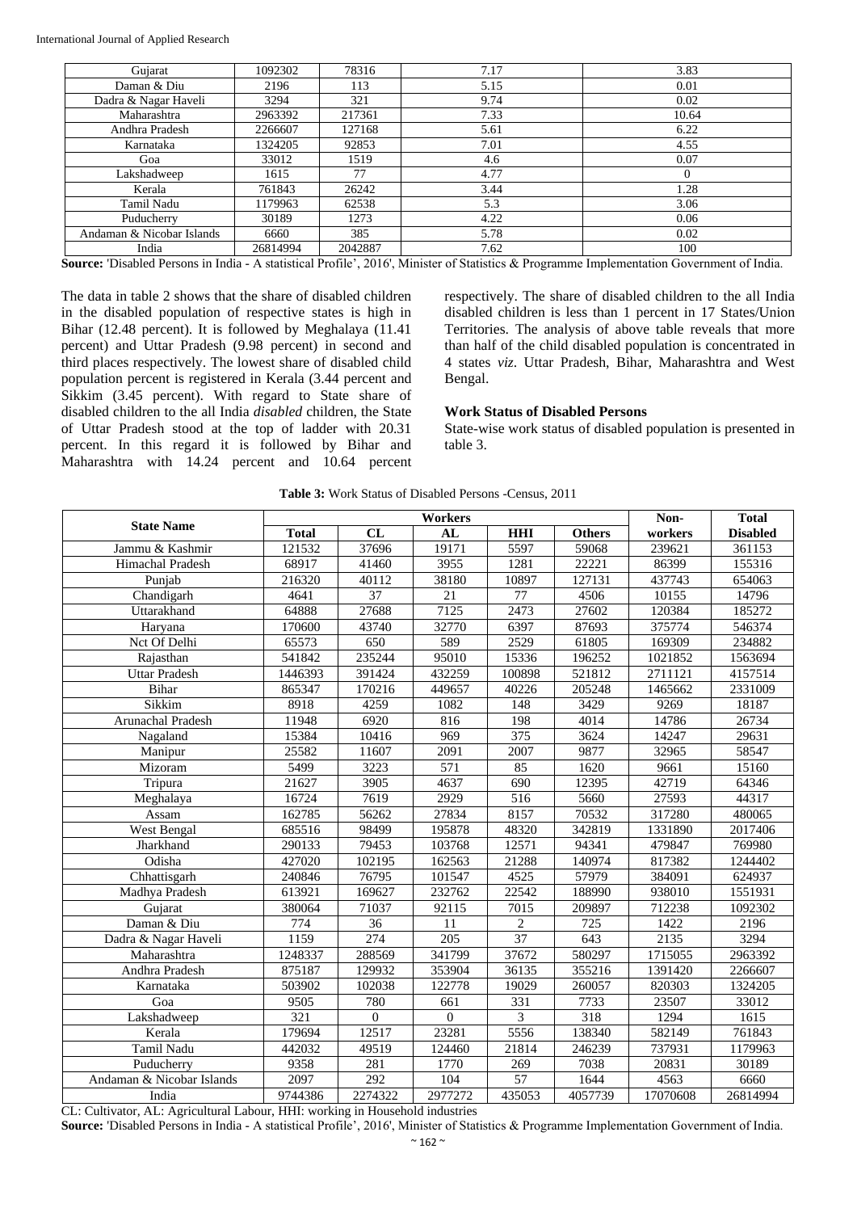| Gujarat | 1092302 | 78316 | 7.17 | 3.83 |
|---|---|---|---|---|
| Daman & Diu | 2196 | 113 | 5.15 | 0.01 |
| Dadra & Nagar Haveli | 3294 | 321 | 9.74 | 0.02 |
| Maharashtra | 2963392 | 217361 | 7.33 | 10.64 |
| Andhra Pradesh | 2266607 | 127168 | 5.61 | 6.22 |
| Karnataka | 1324205 | 92853 | 7.01 | 4.55 |
| Goa | 33012 | 1519 | 4.6 | 0.07 |
| Lakshadweep | 1615 | 77 | 4.77 | 0 |
| Kerala | 761843 | 26242 | 3.44 | 1.28 |
| Tamil Nadu | 1179963 | 62538 | 5.3 | 3.06 |
| Puducherry | 30189 | 1273 | 4.22 | 0.06 |
| Andaman & Nicobar Islands | 6660 | 385 | 5.78 | 0.02 |
| India | 26814994 | 2042887 | 7.62 | 100 |

**Source:** 'Disabled Persons in India - A statistical Profile', 2016', Minister of Statistics & Programme Implementation Government of India.

The data in table 2 shows that the share of disabled children in the disabled population of respective states is high in Bihar (12.48 percent). It is followed by Meghalaya (11.41 percent) and Uttar Pradesh (9.98 percent) in second and third places respectively. The lowest share of disabled child population percent is registered in Kerala (3.44 percent and Sikkim (3.45 percent). With regard to State share of disabled children to the all India *disabled* children, the State of Uttar Pradesh stood at the top of ladder with 20.31 percent. In this regard it is followed by Bihar and Maharashtra with 14.24 percent and 10.64 percent respectively. The share of disabled children to the all India disabled children is less than 1 percent in 17 States/Union Territories. The analysis of above table reveals that more than half of the child disabled population is concentrated in 4 states *viz*. Uttar Pradesh, Bihar, Maharashtra and West Bengal.

### Work Status of Disabled Persons

State-wise work status of disabled population is presented in table 3.

**Table 3:** Work Status of Disabled Persons -Census, 2011

| State Name | Workers | | | | | Non-workers | Total Disabled |
|---|---|---|---|---|---|---|---|
| | Total | CL | AL | HHI | Others | | |
| Jammu & Kashmir | 121532 | 37696 | 19171 | 5597 | 59068 | 239621 | 361153 |
| Himachal Pradesh | 68917 | 41460 | 3955 | 1281 | 22221 | 86399 | 155316 |
| Punjab | 216320 | 40112 | 38180 | 10897 | 127131 | 437743 | 654063 |
| Chandigarh | 4641 | 37 | 21 | 77 | 4506 | 10155 | 14796 |
| Uttarakhand | 64888 | 27688 | 7125 | 2473 | 27602 | 120384 | 185272 |
| Haryana | 170600 | 43740 | 32770 | 6397 | 87693 | 375774 | 546374 |
| Nct Of Delhi | 65573 | 650 | 589 | 2529 | 61805 | 169309 | 234882 |
| Rajasthan | 541842 | 235244 | 95010 | 15336 | 196252 | 1021852 | 1563694 |
| Uttar Pradesh | 1446393 | 391424 | 432259 | 100898 | 521812 | 2711121 | 4157514 |
| Bihar | 865347 | 170216 | 449657 | 40226 | 205248 | 1465662 | 2331009 |
| Sikkim | 8918 | 4259 | 1082 | 148 | 3429 | 9269 | 18187 |
| Arunachal Pradesh | 11948 | 6920 | 816 | 198 | 4014 | 14786 | 26734 |
| Nagaland | 15384 | 10416 | 969 | 375 | 3624 | 14247 | 29631 |
| Manipur | 25582 | 11607 | 2091 | 2007 | 9877 | 32965 | 58547 |
| Mizoram | 5499 | 3223 | 571 | 85 | 1620 | 9661 | 15160 |
| Tripura | 21627 | 3905 | 4637 | 690 | 12395 | 42719 | 64346 |
| Meghalaya | 16724 | 7619 | 2929 | 516 | 5660 | 27593 | 44317 |
| Assam | 162785 | 56262 | 27834 | 8157 | 70532 | 317280 | 480065 |
| West Bengal | 685516 | 98499 | 195878 | 48320 | 342819 | 1331890 | 2017406 |
| Jharkhand | 290133 | 79453 | 103768 | 12571 | 94341 | 479847 | 769980 |
| Odisha | 427020 | 102195 | 162563 | 21288 | 140974 | 817382 | 1244402 |
| Chhattisgarh | 240846 | 76795 | 101547 | 4525 | 57979 | 384091 | 624937 |
| Madhya Pradesh | 613921 | 169627 | 232762 | 22542 | 188990 | 938010 | 1551931 |
| Gujarat | 380064 | 71037 | 92115 | 7015 | 209897 | 712238 | 1092302 |
| Daman & Diu | 774 | 36 | 11 | 2 | 725 | 1422 | 2196 |
| Dadra & Nagar Haveli | 1159 | 274 | 205 | 37 | 643 | 2135 | 3294 |
| Maharashtra | 1248337 | 288569 | 341799 | 37672 | 580297 | 1715055 | 2963392 |
| Andhra Pradesh | 875187 | 129932 | 353904 | 36135 | 355216 | 1391420 | 2266607 |
| Karnataka | 503902 | 102038 | 122778 | 19029 | 260057 | 820303 | 1324205 |
| Goa | 9505 | 780 | 661 | 331 | 7733 | 23507 | 33012 |
| Lakshadweep | 321 | 0 | 0 | 3 | 318 | 1294 | 1615 |
| Kerala | 179694 | 12517 | 23281 | 5556 | 138340 | 582149 | 761843 |
| Tamil Nadu | 442032 | 49519 | 124460 | 21814 | 246239 | 737931 | 1179963 |
| Puducherry | 9358 | 281 | 1770 | 269 | 7038 | 20831 | 30189 |
| Andaman & Nicobar Islands | 2097 | 292 | 104 | 57 | 1644 | 4563 | 6660 |
| India | 9744386 | 2274322 | 2977272 | 435053 | 4057739 | 17070608 | 26814994 |

CL: Cultivator, AL: Agricultural Labour, HHI: working in Household industries

**Source:** 'Disabled Persons in India - A statistical Profile', 2016', Minister of Statistics & Programme Implementation Government of India.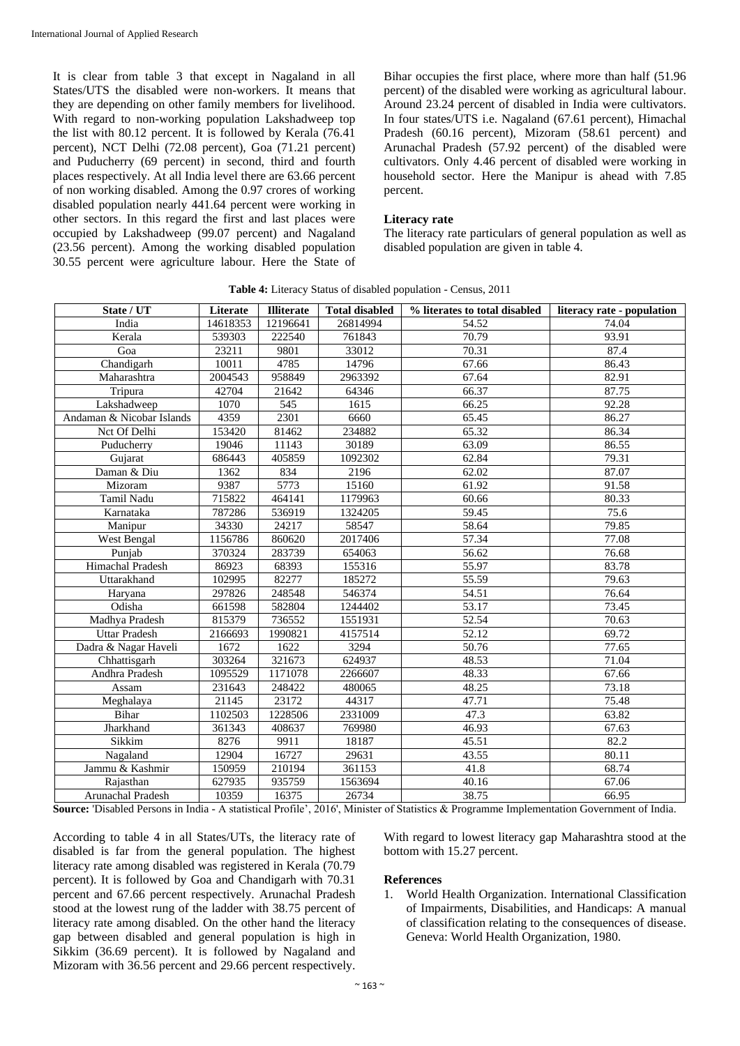It is clear from table 3 that except in Nagaland in all States/UTS the disabled were non-workers. It means that they are depending on other family members for livelihood. With regard to non-working population Lakshadweep top the list with 80.12 percent. It is followed by Kerala (76.41 percent), NCT Delhi (72.08 percent), Goa (71.21 percent) and Puducherry (69 percent) in second, third and fourth places respectively. At all India level there are 63.66 percent of non working disabled. Among the 0.97 crores of working disabled population nearly 441.64 percent were working in other sectors. In this regard the first and last places were occupied by Lakshadweep (99.07 percent) and Nagaland (23.56 percent). Among the working disabled population 30.55 percent were agriculture labour. Here the State of Bihar occupies the first place, where more than half (51.96 percent) of the disabled were working as agricultural labour. Around 23.24 percent of disabled in India were cultivators. In four states/UTS i.e. Nagaland (67.61 percent), Himachal Pradesh (60.16 percent), Mizoram (58.61 percent) and Arunachal Pradesh (57.92 percent) of the disabled were cultivators. Only 4.46 percent of disabled were working in household sector. Here the Manipur is ahead with 7.85 percent.

### Literacy rate

The literacy rate particulars of general population as well as disabled population are given in table 4.

**Table 4:** Literacy Status of disabled population - Census, 2011

| State / UT | Literate | Illiterate | Total disabled | % literates to total disabled | literacy rate - population |
|---|---|---|---|---|---|
| India | 14618353 | 12196641 | 26814994 | 54.52 | 74.04 |
| Kerala | 539303 | 222540 | 761843 | 70.79 | 93.91 |
| Goa | 23211 | 9801 | 33012 | 70.31 | 87.4 |
| Chandigarh | 10011 | 4785 | 14796 | 67.66 | 86.43 |
| Maharashtra | 2004543 | 958849 | 2963392 | 67.64 | 82.91 |
| Tripura | 42704 | 21642 | 64346 | 66.37 | 87.75 |
| Lakshadweep | 1070 | 545 | 1615 | 66.25 | 92.28 |
| Andaman & Nicobar Islands | 4359 | 2301 | 6660 | 65.45 | 86.27 |
| Nct Of Delhi | 153420 | 81462 | 234882 | 65.32 | 86.34 |
| Puducherry | 19046 | 11143 | 30189 | 63.09 | 86.55 |
| Gujarat | 686443 | 405859 | 1092302 | 62.84 | 79.31 |
| Daman & Diu | 1362 | 834 | 2196 | 62.02 | 87.07 |
| Mizoram | 9387 | 5773 | 15160 | 61.92 | 91.58 |
| Tamil Nadu | 715822 | 464141 | 1179963 | 60.66 | 80.33 |
| Karnataka | 787286 | 536919 | 1324205 | 59.45 | 75.6 |
| Manipur | 34330 | 24217 | 58547 | 58.64 | 79.85 |
| West Bengal | 1156786 | 860620 | 2017406 | 57.34 | 77.08 |
| Punjab | 370324 | 283739 | 654063 | 56.62 | 76.68 |
| Himachal Pradesh | 86923 | 68393 | 155316 | 55.97 | 83.78 |
| Uttarakhand | 102995 | 82277 | 185272 | 55.59 | 79.63 |
| Haryana | 297826 | 248548 | 546374 | 54.51 | 76.64 |
| Odisha | 661598 | 582804 | 1244402 | 53.17 | 73.45 |
| Madhya Pradesh | 815379 | 736552 | 1551931 | 52.54 | 70.63 |
| Uttar Pradesh | 2166693 | 1990821 | 4157514 | 52.12 | 69.72 |
| Dadra & Nagar Haveli | 1672 | 1622 | 3294 | 50.76 | 77.65 |
| Chhattisgarh | 303264 | 321673 | 624937 | 48.53 | 71.04 |
| Andhra Pradesh | 1095529 | 1171078 | 2266607 | 48.33 | 67.66 |
| Assam | 231643 | 248422 | 480065 | 48.25 | 73.18 |
| Meghalaya | 21145 | 23172 | 44317 | 47.71 | 75.48 |
| Bihar | 1102503 | 1228506 | 2331009 | 47.3 | 63.82 |
| Jharkhand | 361343 | 408637 | 769980 | 46.93 | 67.63 |
| Sikkim | 8276 | 9911 | 18187 | 45.51 | 82.2 |
| Nagaland | 12904 | 16727 | 29631 | 43.55 | 80.11 |
| Jammu & Kashmir | 150959 | 210194 | 361153 | 41.8 | 68.74 |
| Rajasthan | 627935 | 935759 | 1563694 | 40.16 | 67.06 |
| Arunachal Pradesh | 10359 | 16375 | 26734 | 38.75 | 66.95 |

**Source:** 'Disabled Persons in India - A statistical Profile', 2016', Minister of Statistics & Programme Implementation Government of India.

According to table 4 in all States/UTs, the literacy rate of disabled is far from the general population. The highest literacy rate among disabled was registered in Kerala (70.79 percent). It is followed by Goa and Chandigarh with 70.31 percent and 67.66 percent respectively. Arunachal Pradesh stood at the lowest rung of the ladder with 38.75 percent of literacy rate among disabled. On the other hand the literacy gap between disabled and general population is high in Sikkim (36.69 percent). It is followed by Nagaland and Mizoram with 36.56 percent and 29.66 percent respectively. With regard to lowest literacy gap Maharashtra stood at the bottom with 15.27 percent.

### References

1. World Health Organization. International Classification of Impairments, Disabilities, and Handicaps: A manual of classification relating to the consequences of disease. Geneva: World Health Organization, 1980.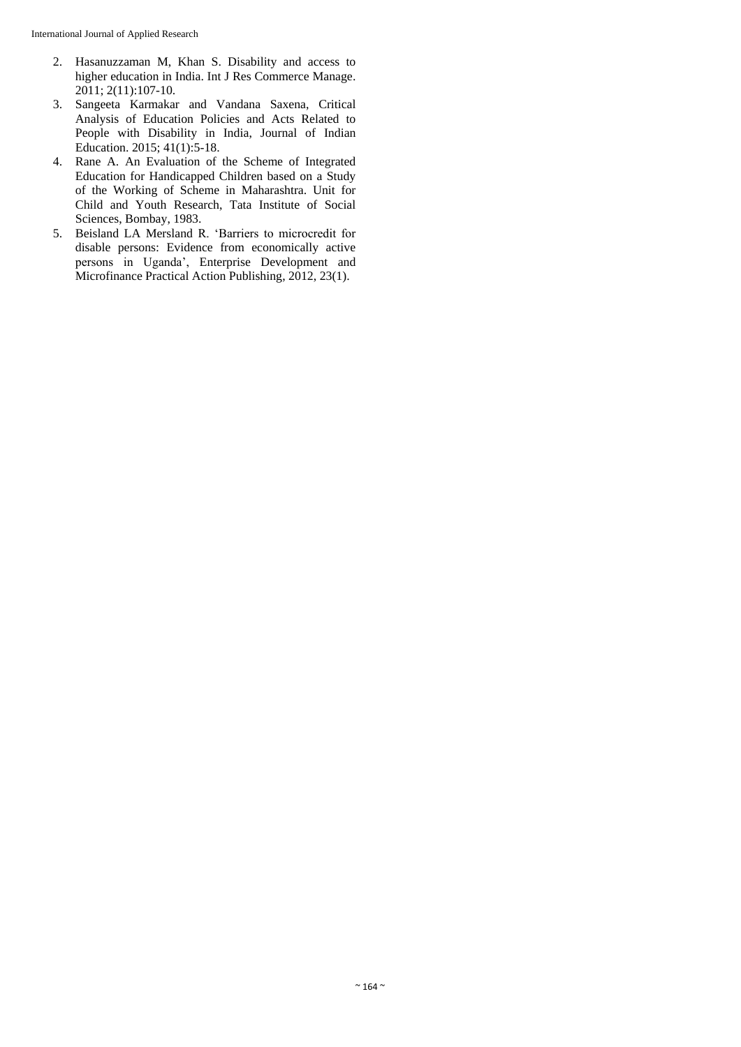2. Hasanuzzaman M, Khan S. Disability and access to higher education in India. Int J Res Commerce Manage. 2011; 2(11):107-10.
3. Sangeeta Karmakar and Vandana Saxena, Critical Analysis of Education Policies and Acts Related to People with Disability in India, Journal of Indian Education. 2015; 41(1):5-18.
4. Rane A. An Evaluation of the Scheme of Integrated Education for Handicapped Children based on a Study of the Working of Scheme in Maharashtra. Unit for Child and Youth Research, Tata Institute of Social Sciences, Bombay, 1983.
5. Beisland LA Mersland R. 'Barriers to microcredit for disable persons: Evidence from economically active persons in Uganda', Enterprise Development and Microfinance Practical Action Publishing, 2012, 23(1).